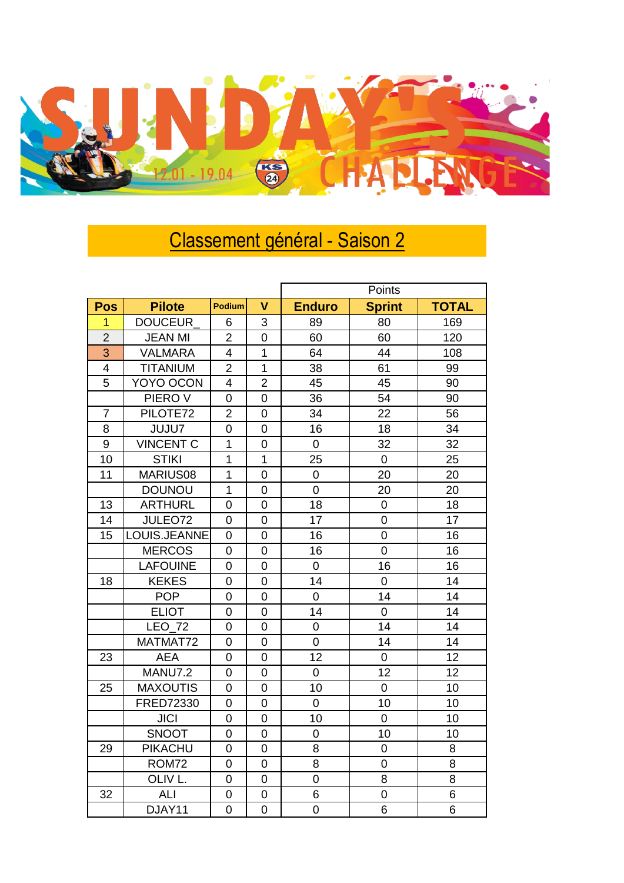SUNDAY'S CHALLENGE

12.01 - 19.04

KS 24

## Classement général - Saison 2

| Pos | Pilote | Podium | V | Points | | |
|---|---|---|---|---|---|---|
| | | | | Enduro | Sprint | TOTAL |
| 1 | DOUCEUR_ | 6 | 3 | 89 | 80 | 169 |
| 2 | JEAN MI | 2 | 0 | 60 | 60 | 120 |
| 3 | VALMARA | 4 | 1 | 64 | 44 | 108 |
| 4 | TITANIUM | 2 | 1 | 38 | 61 | 99 |
| 5 | YOYO OCON | 4 | 2 | 45 | 45 | 90 |
| | PIERO V | 0 | 0 | 36 | 54 | 90 |
| 7 | PILOTE72 | 2 | 0 | 34 | 22 | 56 |
| 8 | JUJU7 | 0 | 0 | 16 | 18 | 34 |
| 9 | VINCENT C | 1 | 0 | 0 | 32 | 32 |
| 10 | STIKI | 1 | 1 | 25 | 0 | 25 |
| 11 | MARIUS08 | 1 | 0 | 0 | 20 | 20 |
| | DOUNOU | 1 | 0 | 0 | 20 | 20 |
| 13 | ARTHURL | 0 | 0 | 18 | 0 | 18 |
| 14 | JULEO72 | 0 | 0 | 17 | 0 | 17 |
| 15 | LOUIS.JEANNE | 0 | 0 | 16 | 0 | 16 |
| | MERCOS | 0 | 0 | 16 | 0 | 16 |
| | LAFOUINE | 0 | 0 | 0 | 16 | 16 |
| 18 | KEKES | 0 | 0 | 14 | 0 | 14 |
| | POP | 0 | 0 | 0 | 14 | 14 |
| | ELIOT | 0 | 0 | 14 | 0 | 14 |
| | LEO_72 | 0 | 0 | 0 | 14 | 14 |
| | MATMAT72 | 0 | 0 | 0 | 14 | 14 |
| 23 | AEA | 0 | 0 | 12 | 0 | 12 |
| | MANU7.2 | 0 | 0 | 0 | 12 | 12 |
| 25 | MAXOUTIS | 0 | 0 | 10 | 0 | 10 |
| | FRED72330 | 0 | 0 | 0 | 10 | 10 |
| | JICI | 0 | 0 | 10 | 0 | 10 |
| | SNOOT | 0 | 0 | 0 | 10 | 10 |
| 29 | PIKACHU | 0 | 0 | 8 | 0 | 8 |
| | ROM72 | 0 | 0 | 8 | 0 | 8 |
| | OLIV L. | 0 | 0 | 0 | 8 | 8 |
| 32 | ALI | 0 | 0 | 6 | 0 | 6 |
| | DJAY11 | 0 | 0 | 0 | 6 | 6 |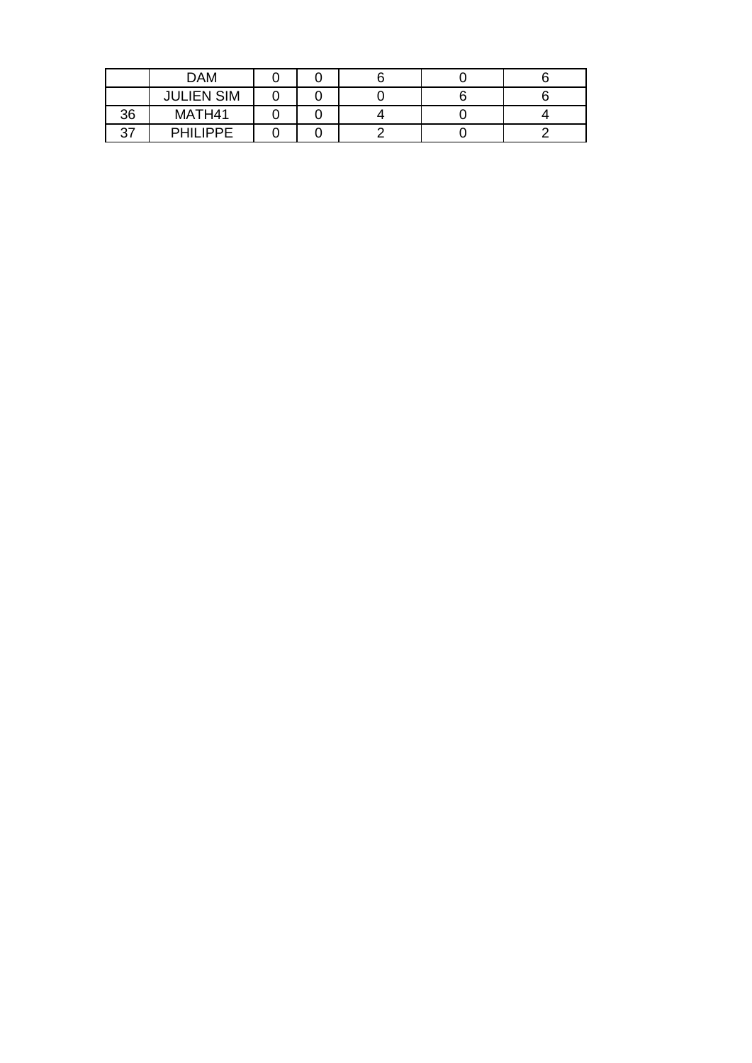| | | | | | | |
|---|---|---|---|---|---|---|
| | DAM | 0 | 0 | 6 | 0 | 6 |
| | JULIEN SIM | 0 | 0 | 0 | 6 | 6 |
| 36 | MATH41 | 0 | 0 | 4 | 0 | 4 |
| 37 | PHILIPPE | 0 | 0 | 2 | 0 | 2 |